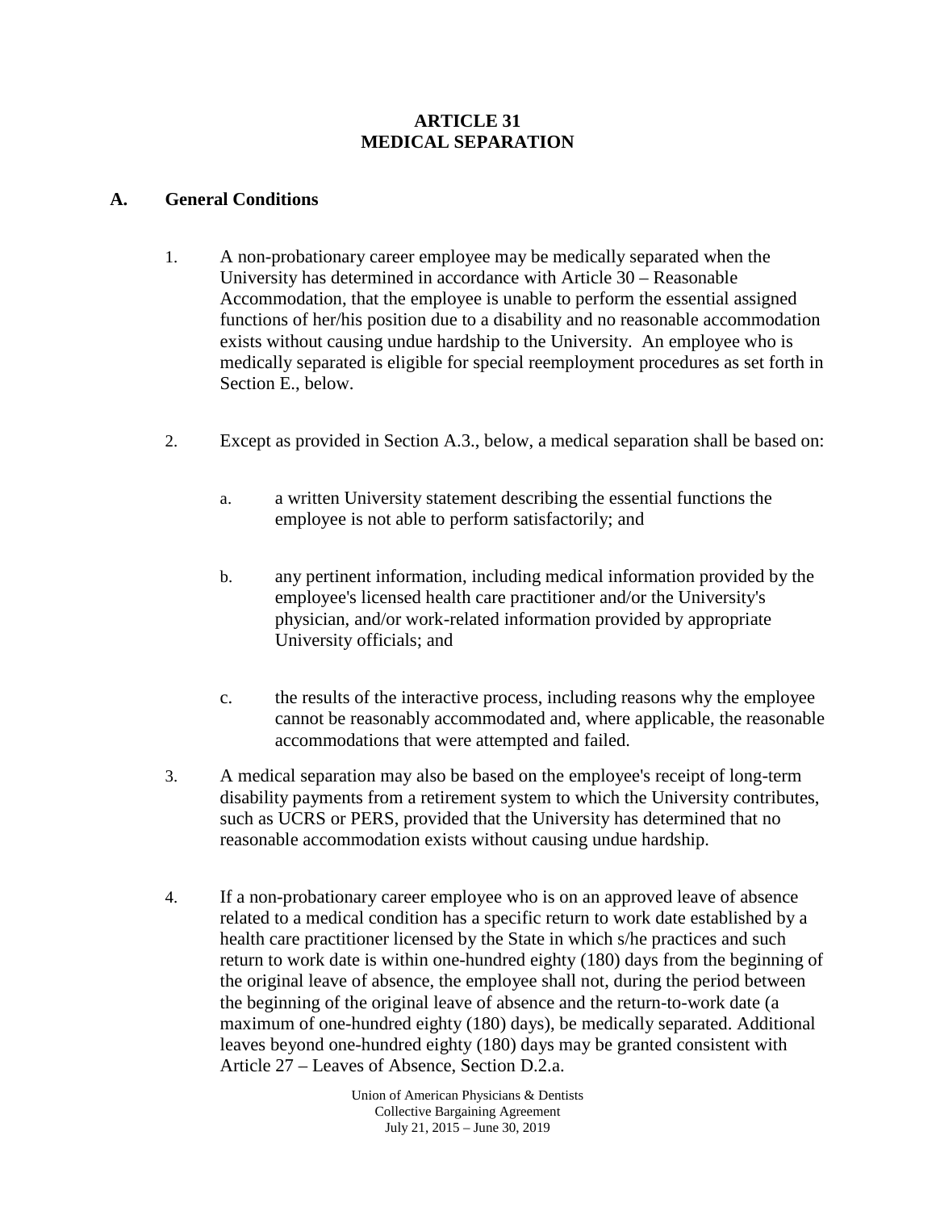# ARTICLE 31
# MEDICAL SEPARATION

## A. General Conditions

1. A non-probationary career employee may be medically separated when the University has determined in accordance with Article 30 – Reasonable Accommodation, that the employee is unable to perform the essential assigned functions of her/his position due to a disability and no reasonable accommodation exists without causing undue hardship to the University. An employee who is medically separated is eligible for special reemployment procedures as set forth in Section E., below.

2. Except as provided in Section A.3., below, a medical separation shall be based on:

   a. a written University statement describing the essential functions the employee is not able to perform satisfactorily; and

   b. any pertinent information, including medical information provided by the employee's licensed health care practitioner and/or the University's physician, and/or work-related information provided by appropriate University officials; and

   c. the results of the interactive process, including reasons why the employee cannot be reasonably accommodated and, where applicable, the reasonable accommodations that were attempted and failed.

3. A medical separation may also be based on the employee's receipt of long-term disability payments from a retirement system to which the University contributes, such as UCRS or PERS, provided that the University has determined that no reasonable accommodation exists without causing undue hardship.

4. If a non-probationary career employee who is on an approved leave of absence related to a medical condition has a specific return to work date established by a health care practitioner licensed by the State in which s/he practices and such return to work date is within one-hundred eighty (180) days from the beginning of the original leave of absence, the employee shall not, during the period between the beginning of the original leave of absence and the return-to-work date (a maximum of one-hundred eighty (180) days), be medically separated. Additional leaves beyond one-hundred eighty (180) days may be granted consistent with Article 27 – Leaves of Absence, Section D.2.a.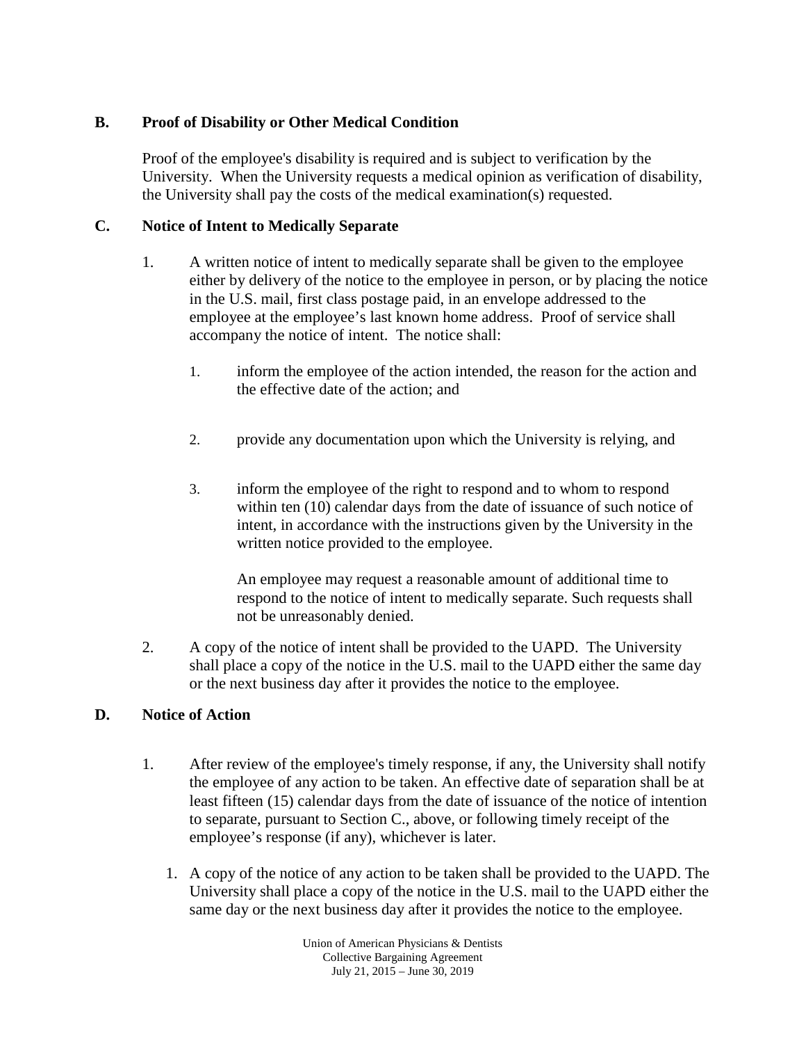## B. Proof of Disability or Other Medical Condition

Proof of the employee's disability is required and is subject to verification by the University. When the University requests a medical opinion as verification of disability, the University shall pay the costs of the medical examination(s) requested.

## C. Notice of Intent to Medically Separate

1. A written notice of intent to medically separate shall be given to the employee either by delivery of the notice to the employee in person, or by placing the notice in the U.S. mail, first class postage paid, in an envelope addressed to the employee at the employee's last known home address. Proof of service shall accompany the notice of intent. The notice shall:

    1. inform the employee of the action intended, the reason for the action and the effective date of the action; and

    2. provide any documentation upon which the University is relying, and

    3. inform the employee of the right to respond and to whom to respond within ten (10) calendar days from the date of issuance of such notice of intent, in accordance with the instructions given by the University in the written notice provided to the employee.

        An employee may request a reasonable amount of additional time to respond to the notice of intent to medically separate. Such requests shall not be unreasonably denied.

2. A copy of the notice of intent shall be provided to the UAPD. The University shall place a copy of the notice in the U.S. mail to the UAPD either the same day or the next business day after it provides the notice to the employee.

## D. Notice of Action

1. After review of the employee's timely response, if any, the University shall notify the employee of any action to be taken. An effective date of separation shall be at least fifteen (15) calendar days from the date of issuance of the notice of intention to separate, pursuant to Section C., above, or following timely receipt of the employee's response (if any), whichever is later.

1. A copy of the notice of any action to be taken shall be provided to the UAPD. The University shall place a copy of the notice in the U.S. mail to the UAPD either the same day or the next business day after it provides the notice to the employee.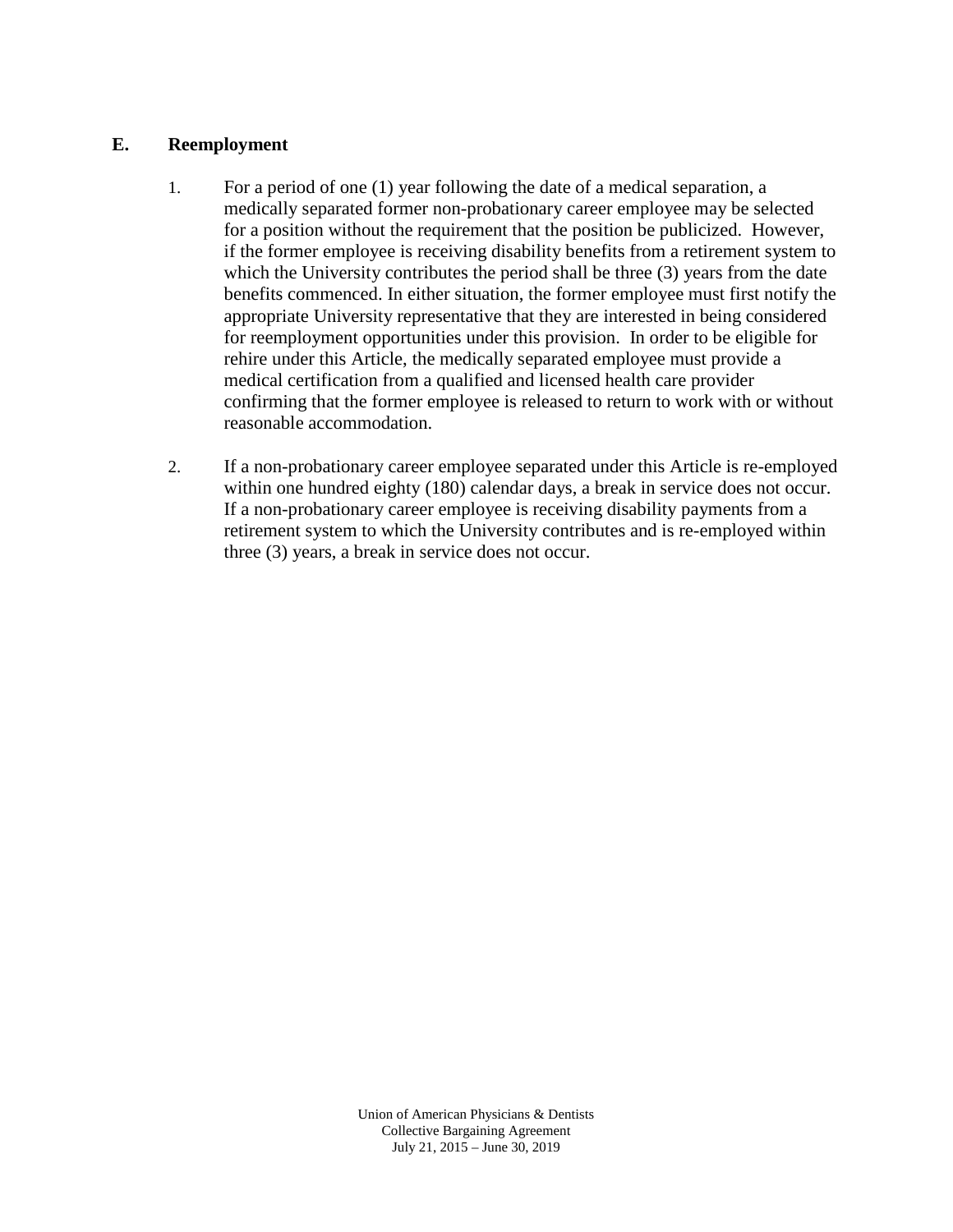### E. Reemployment

1. For a period of one (1) year following the date of a medical separation, a medically separated former non-probationary career employee may be selected for a position without the requirement that the position be publicized. However, if the former employee is receiving disability benefits from a retirement system to which the University contributes the period shall be three (3) years from the date benefits commenced. In either situation, the former employee must first notify the appropriate University representative that they are interested in being considered for reemployment opportunities under this provision. In order to be eligible for rehire under this Article, the medically separated employee must provide a medical certification from a qualified and licensed health care provider confirming that the former employee is released to return to work with or without reasonable accommodation.

2. If a non-probationary career employee separated under this Article is re-employed within one hundred eighty (180) calendar days, a break in service does not occur. If a non-probationary career employee is receiving disability payments from a retirement system to which the University contributes and is re-employed within three (3) years, a break in service does not occur.